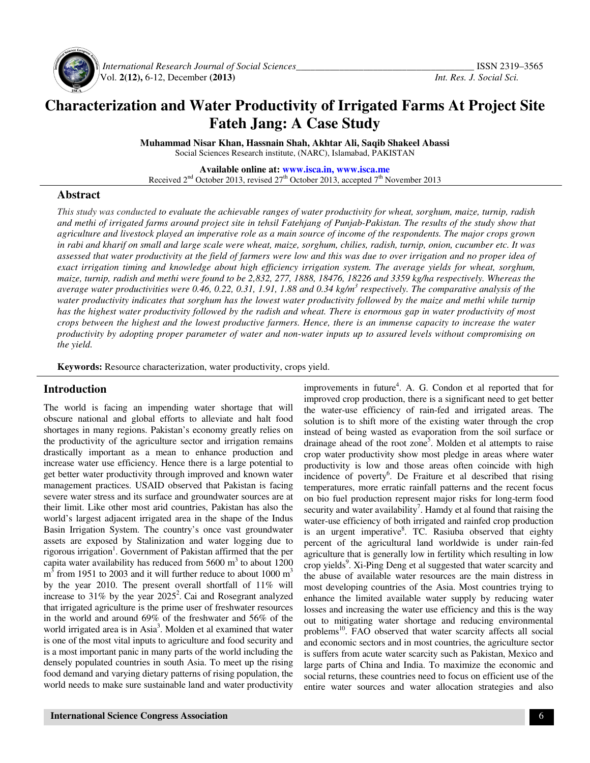# Characterization and Water Productivity of Irrigated Farms At Project Site Fateh Jang: A Case Study

**Muhammad Nisar Khan, Hassnain Shah, Akhtar Ali, Saqib Shakeel Abassi**

Social Sciences Research institute, (NARC), Islamabad, PAKISTAN

**Available online at: www.isca.in, www.isca.me**

Received 2[nd] October 2013, revised 27[th] October 2013, accepted 7[th] November 2013

## Abstract

*This study was conducted to evaluate the achievable ranges of water productivity for wheat, sorghum, maize, turnip, radish and methi of irrigated farms around project site in tehsil Fatehjang of Punjab-Pakistan. The results of the study show that agriculture and livestock played an imperative role as a main source of income of the respondents. The major crops grown in rabi and kharif on small and large scale were wheat, maize, sorghum, chilies, radish, turnip, onion, cucumber etc. It was assessed that water productivity at the field of farmers were low and this was due to over irrigation and no proper idea of exact irrigation timing and knowledge about high efficiency irrigation system. The average yields for wheat, sorghum, maize, turnip, radish and methi were found to be 2,832, 277, 1888, 18476, 18226 and 3359 kg/ha respectively. Whereas the average water productivities were 0.46, 0.22, 0.31, 1.91, 1.88 and 0.34 kg/m$^3$ respectively. The comparative analysis of the water productivity indicates that sorghum has the lowest water productivity followed by the maize and methi while turnip has the highest water productivity followed by the radish and wheat. There is enormous gap in water productivity of most crops between the highest and the lowest productive farmers. Hence, there is an immense capacity to increase the water productivity by adopting proper parameter of water and non-water inputs up to assured levels without compromising on the yield.*

**Keywords:** Resource characterization, water productivity, crops yield.

## Introduction

The world is facing an impending water shortage that will obscure national and global efforts to alleviate and halt food shortages in many regions. Pakistan's economy greatly relies on the productivity of the agriculture sector and irrigation remains drastically important as a mean to enhance production and increase water use efficiency. Hence there is a large potential to get better water productivity through improved and known water management practices. USAID observed that Pakistan is facing severe water stress and its surface and groundwater sources are at their limit. Like other most arid countries, Pakistan has also the world's largest adjacent irrigated area in the shape of the Indus Basin Irrigation System. The country's once vast groundwater assets are exposed by Stalinization and water logging due to rigorous irrigation[1]. Government of Pakistan affirmed that the per capita water availability has reduced from 5600 m$^3$ to about 1200 m$^3$ from 1951 to 2003 and it will further reduce to about 1000 m$^3$ by the year 2010. The present overall shortfall of 11% will increase to 31% by the year 2025[2]. Cai and Rosegrant analyzed that irrigated agriculture is the prime user of freshwater resources in the world and around 69% of the freshwater and 56% of the world irrigated area is in Asia[3]. Molden et al examined that water is one of the most vital inputs to agriculture and food security and is a most important panic in many parts of the world including the densely populated countries in south Asia. To meet up the rising food demand and varying dietary patterns of rising population, the world needs to make sure sustainable land and water productivity improvements in future[4]. A. G. Condon et al reported that for improved crop production, there is a significant need to get better the water-use efficiency of rain-fed and irrigated areas. The solution is to shift more of the existing water through the crop instead of being wasted as evaporation from the soil surface or drainage ahead of the root zone[5]. Molden et al attempts to raise crop water productivity show most pledge in areas where water productivity is low and those areas often coincide with high incidence of poverty[6]. De Fraiture et al described that rising temperatures, more erratic rainfall patterns and the recent focus on bio fuel production represent major risks for long-term food security and water availability[7]. Hamdy et al found that raising the water-use efficiency of both irrigated and rainfed crop production is an urgent imperative[8]. TC. Rasiuba observed that eighty percent of the agricultural land worldwide is under rain-fed agriculture that is generally low in fertility which resulting in low crop yields[9]. Xi-Ping Deng et al suggested that water scarcity and the abuse of available water resources are the main distress in most developing countries of the Asia. Most countries trying to enhance the limited available water supply by reducing water losses and increasing the water use efficiency and this is the way out to mitigating water shortage and reducing environmental problems[10]. FAO observed that water scarcity affects all social and economic sectors and in most countries, the agriculture sector is suffers from acute water scarcity such as Pakistan, Mexico and large parts of China and India. To maximize the economic and social returns, these countries need to focus on efficient use of the entire water sources and water allocation strategies and also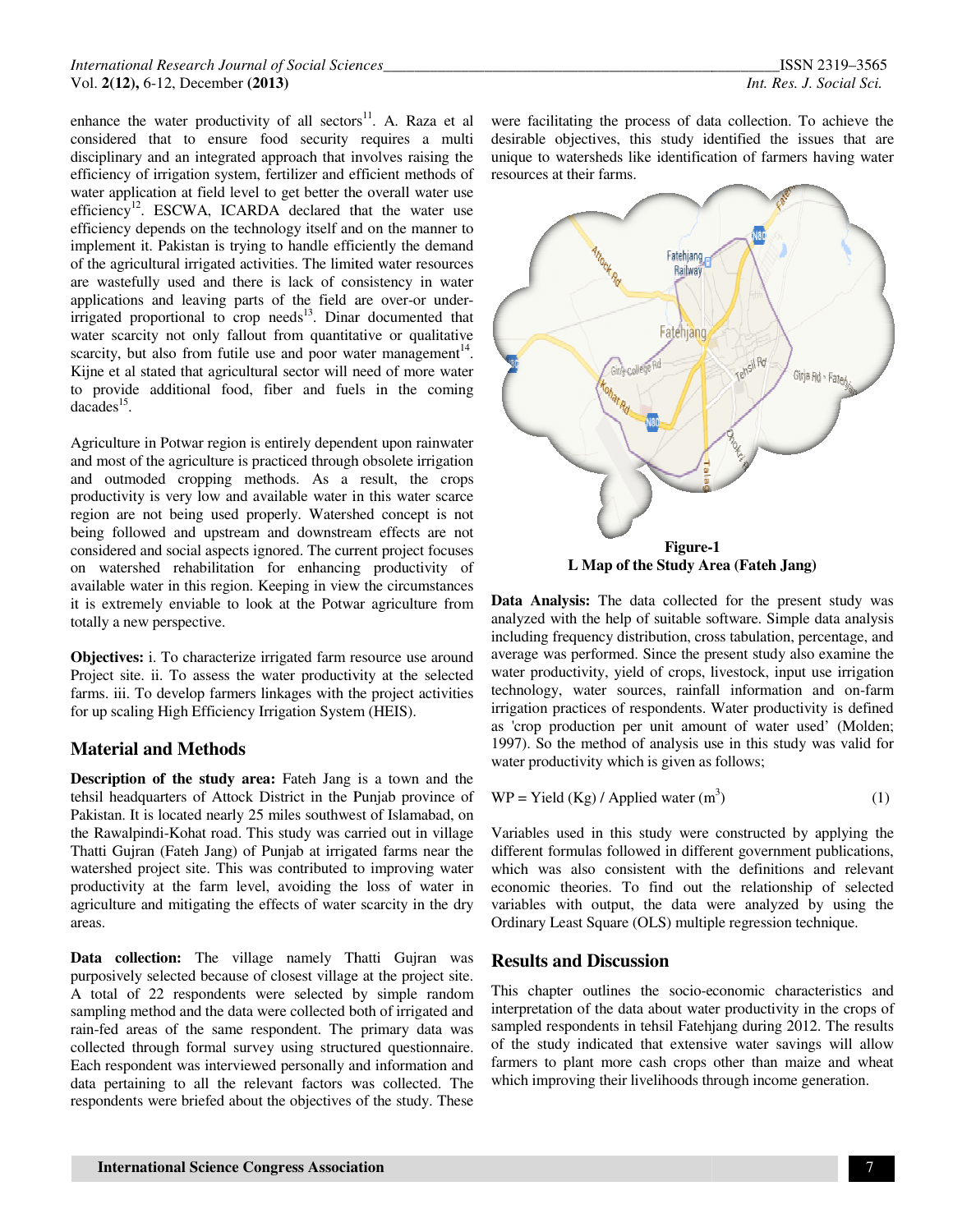enhance the water productivity of all sectors[11]. A. Raza et al considered that to ensure food security requires a multi disciplinary and an integrated approach that involves raising the efficiency of irrigation system, fertilizer and efficient methods of water application at field level to get better the overall water use efficiency[12]. ESCWA, ICARDA declared that the water use efficiency depends on the technology itself and on the manner to implement it. Pakistan is trying to handle efficiently the demand of the agricultural irrigated activities. The limited water resources are wastefully used and there is lack of consistency in water applications and leaving parts of the field are over-or under-irrigated proportional to crop needs[13]. Dinar documented that water scarcity not only fallout from quantitative or qualitative scarcity, but also from futile use and poor water management[14]. Kijne et al stated that agricultural sector will need of more water to provide additional food, fiber and fuels in the coming dacades[15].

Agriculture in Potwar region is entirely dependent upon rainwater and most of the agriculture is practiced through obsolete irrigation and outmoded cropping methods. As a result, the crops productivity is very low and available water in this water scarce region are not being used properly. Watershed concept is not being followed and upstream and downstream effects are not considered and social aspects ignored. The current project focuses on watershed rehabilitation for enhancing productivity of available water in this region. Keeping in view the circumstances it is extremely enviable to look at the Potwar agriculture from totally a new perspective.

**Objectives:** i. To characterize irrigated farm resource use around Project site. ii. To assess the water productivity at the selected farms. iii. To develop farmers linkages with the project activities for up scaling High Efficiency Irrigation System (HEIS).

## Material and Methods

**Description of the study area:** Fateh Jang is a town and the tehsil headquarters of Attock District in the Punjab province of Pakistan. It is located nearly 25 miles southwest of Islamabad, on the Rawalpindi-Kohat road. This study was carried out in village Thatti Gujran (Fateh Jang) of Punjab at irrigated farms near the watershed project site. This was contributed to improving water productivity at the farm level, avoiding the loss of water in agriculture and mitigating the effects of water scarcity in the dry areas.

**Data collection:** The village namely Thatti Gujran was purposively selected because of closest village at the project site. A total of 22 respondents were selected by simple random sampling method and the data were collected both of irrigated and rain-fed areas of the same respondent. The primary data was collected through formal survey using structured questionnaire. Each respondent was interviewed personally and information and data pertaining to all the relevant factors was collected. The respondents were briefed about the objectives of the study. These were facilitating the process of data collection. To achieve the desirable objectives, this study identified the issues that are unique to watersheds like identification of farmers having water resources at their farms.

**Figure-1**
**L Map of the Study Area (Fateh Jang)**

**Data Analysis:** The data collected for the present study was analyzed with the help of suitable software. Simple data analysis including frequency distribution, cross tabulation, percentage, and average was performed. Since the present study also examine the water productivity, yield of crops, livestock, input use irrigation technology, water sources, rainfall information and on-farm irrigation practices of respondents. Water productivity is defined as 'crop production per unit amount of water used' (Molden; 1997). So the method of analysis use in this study was valid for water productivity which is given as follows;

$$WP = \text{Yield (Kg)} / \text{Applied water (m}^3\text{)} \qquad (1)$$

Variables used in this study were constructed by applying the different formulas followed in different government publications, which was also consistent with the definitions and relevant economic theories. To find out the relationship of selected variables with output, the data were analyzed by using the Ordinary Least Square (OLS) multiple regression technique.

## Results and Discussion

This chapter outlines the socio-economic characteristics and interpretation of the data about water productivity in the crops of sampled respondents in tehsil Fatehjang during 2012. The results of the study indicated that extensive water savings will allow farmers to plant more cash crops other than maize and wheat which improving their livelihoods through income generation.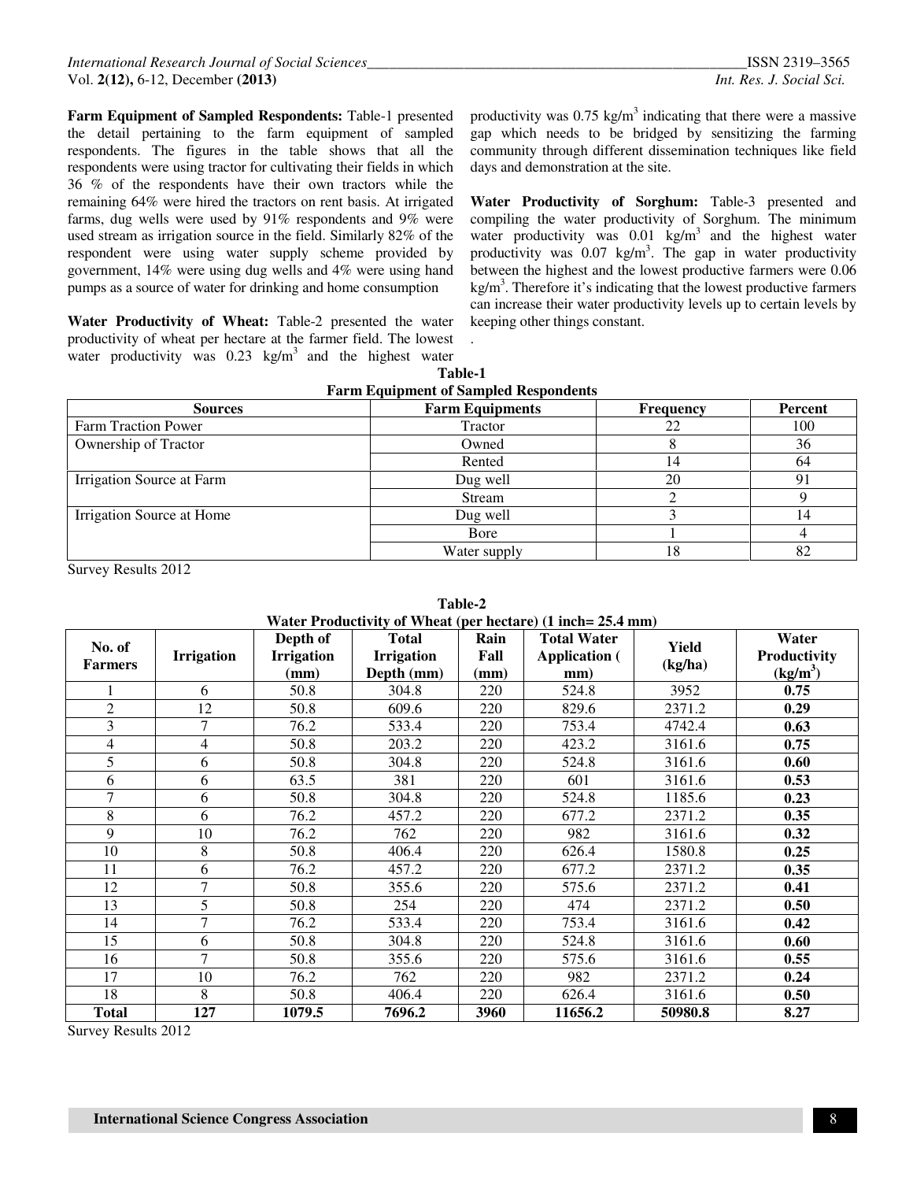**Farm Equipment of Sampled Respondents:** Table-1 presented the detail pertaining to the farm equipment of sampled respondents. The figures in the table shows that all the respondents were using tractor for cultivating their fields in which 36 % of the respondents have their own tractors while the remaining 64% were hired the tractors on rent basis. At irrigated farms, dug wells were used by 91% respondents and 9% were used stream as irrigation source in the field. Similarly 82% of the respondent were using water supply scheme provided by government, 14% were using dug wells and 4% were using hand pumps as a source of water for drinking and home consumption

**Water Productivity of Wheat:** Table-2 presented the water productivity of wheat per hectare at the farmer field. The lowest water productivity was 0.23 kg/m$^3$ and the highest water productivity was 0.75 kg/m$^3$ indicating that there were a massive gap which needs to be bridged by sensitizing the farming community through different dissemination techniques like field days and demonstration at the site.

**Water Productivity of Sorghum:** Table-3 presented and compiling the water productivity of Sorghum. The minimum water productivity was 0.01 kg/m$^3$ and the highest water productivity was 0.07 kg/m$^3$. The gap in water productivity between the highest and the lowest productive farmers were 0.06 kg/m$^3$. Therefore it's indicating that the lowest productive farmers can increase their water productivity levels up to certain levels by keeping other things constant.

.

**Table-1**
**Farm Equipment of Sampled Respondents**

| Sources | Farm Equipments | Frequency | Percent |
|---|---|---|---|
| Farm Traction Power | Tractor | 22 | 100 |
| Ownership of Tractor | Owned | 8 | 36 |
| | Rented | 14 | 64 |
| Irrigation Source at Farm | Dug well | 20 | 91 |
| | Stream | 2 | 9 |
| Irrigation Source at Home | Dug well | 3 | 14 |
| | Bore | 1 | 4 |
| | Water supply | 18 | 82 |

Survey Results 2012

**Table-2**
**Water Productivity of Wheat (per hectare) (1 inch= 25.4 mm)**

| No. of Farmers | Irrigation | Depth of Irrigation (mm) | Total Irrigation Depth (mm) | Rain Fall (mm) | Total Water Application ( mm) | Yield (kg/ha) | Water Productivity (kg/m$^3$) |
|---|---|---|---|---|---|---|---|
| 1 | 6 | 50.8 | 304.8 | 220 | 524.8 | 3952 | **0.75** |
| 2 | 12 | 50.8 | 609.6 | 220 | 829.6 | 2371.2 | **0.29** |
| 3 | 7 | 76.2 | 533.4 | 220 | 753.4 | 4742.4 | **0.63** |
| 4 | 4 | 50.8 | 203.2 | 220 | 423.2 | 3161.6 | **0.75** |
| 5 | 6 | 50.8 | 304.8 | 220 | 524.8 | 3161.6 | **0.60** |
| 6 | 6 | 63.5 | 381 | 220 | 601 | 3161.6 | **0.53** |
| 7 | 6 | 50.8 | 304.8 | 220 | 524.8 | 1185.6 | **0.23** |
| 8 | 6 | 76.2 | 457.2 | 220 | 677.2 | 2371.2 | **0.35** |
| 9 | 10 | 76.2 | 762 | 220 | 982 | 3161.6 | **0.32** |
| 10 | 8 | 50.8 | 406.4 | 220 | 626.4 | 1580.8 | **0.25** |
| 11 | 6 | 76.2 | 457.2 | 220 | 677.2 | 2371.2 | **0.35** |
| 12 | 7 | 50.8 | 355.6 | 220 | 575.6 | 2371.2 | **0.41** |
| 13 | 5 | 50.8 | 254 | 220 | 474 | 2371.2 | **0.50** |
| 14 | 7 | 76.2 | 533.4 | 220 | 753.4 | 3161.6 | **0.42** |
| 15 | 6 | 50.8 | 304.8 | 220 | 524.8 | 3161.6 | **0.60** |
| 16 | 7 | 50.8 | 355.6 | 220 | 575.6 | 3161.6 | **0.55** |
| 17 | 10 | 76.2 | 762 | 220 | 982 | 2371.2 | **0.24** |
| 18 | 8 | 50.8 | 406.4 | 220 | 626.4 | 3161.6 | **0.50** |
| **Total** | **127** | **1079.5** | **7696.2** | **3960** | **11656.2** | **50980.8** | **8.27** |

Survey Results 2012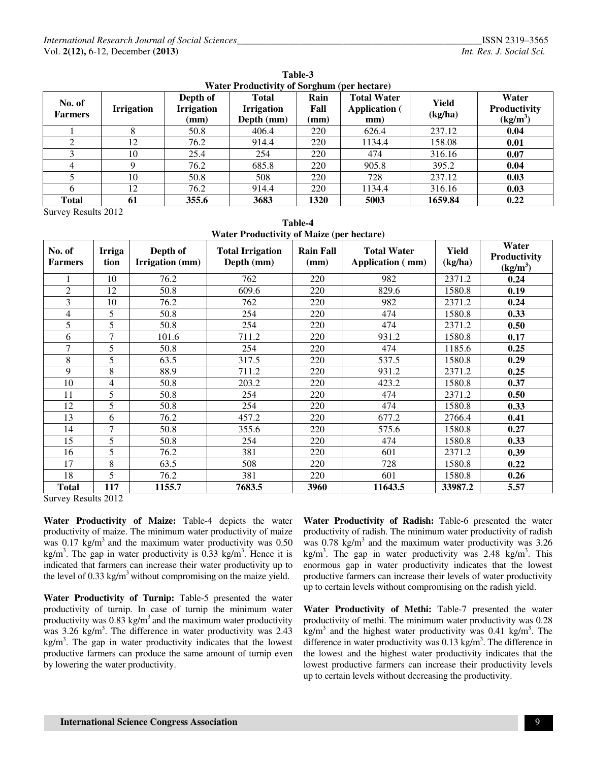**Table-3**
**Water Productivity of Sorghum (per hectare)**

| No. of Farmers | Irrigation | Depth of Irrigation (mm) | Total Irrigation Depth (mm) | Rain Fall (mm) | Total Water Application ( mm) | Yield (kg/ha) | Water Productivity (kg/m$^3$) |
|---|---|---|---|---|---|---|---|
| 1 | 8 | 50.8 | 406.4 | 220 | 626.4 | 237.12 | **0.04** |
| 2 | 12 | 76.2 | 914.4 | 220 | 1134.4 | 158.08 | **0.01** |
| 3 | 10 | 25.4 | 254 | 220 | 474 | 316.16 | **0.07** |
| 4 | 9 | 76.2 | 685.8 | 220 | 905.8 | 395.2 | **0.04** |
| 5 | 10 | 50.8 | 508 | 220 | 728 | 237.12 | **0.03** |
| 6 | 12 | 76.2 | 914.4 | 220 | 1134.4 | 316.16 | **0.03** |
| **Total** | **61** | **355.6** | **3683** | **1320** | **5003** | **1659.84** | **0.22** |

Survey Results 2012

**Table-4**
**Water Productivity of Maize (per hectare)**

| No. of Farmers | Irrigation | Depth of Irrigation (mm) | Total Irrigation Depth (mm) | Rain Fall (mm) | Total Water Application ( mm) | Yield (kg/ha) | Water Productivity (kg/m$^3$) |
|---|---|---|---|---|---|---|---|
| 1 | 10 | 76.2 | 762 | 220 | 982 | 2371.2 | **0.24** |
| 2 | 12 | 50.8 | 609.6 | 220 | 829.6 | 1580.8 | **0.19** |
| 3 | 10 | 76.2 | 762 | 220 | 982 | 2371.2 | **0.24** |
| 4 | 5 | 50.8 | 254 | 220 | 474 | 1580.8 | **0.33** |
| 5 | 5 | 50.8 | 254 | 220 | 474 | 2371.2 | **0.50** |
| 6 | 7 | 101.6 | 711.2 | 220 | 931.2 | 1580.8 | **0.17** |
| 7 | 5 | 50.8 | 254 | 220 | 474 | 1185.6 | **0.25** |
| 8 | 5 | 63.5 | 317.5 | 220 | 537.5 | 1580.8 | **0.29** |
| 9 | 8 | 88.9 | 711.2 | 220 | 931.2 | 2371.2 | **0.25** |
| 10 | 4 | 50.8 | 203.2 | 220 | 423.2 | 1580.8 | **0.37** |
| 11 | 5 | 50.8 | 254 | 220 | 474 | 2371.2 | **0.50** |
| 12 | 5 | 50.8 | 254 | 220 | 474 | 1580.8 | **0.33** |
| 13 | 6 | 76.2 | 457.2 | 220 | 677.2 | 2766.4 | **0.41** |
| 14 | 7 | 50.8 | 355.6 | 220 | 575.6 | 1580.8 | **0.27** |
| 15 | 5 | 50.8 | 254 | 220 | 474 | 1580.8 | **0.33** |
| 16 | 5 | 76.2 | 381 | 220 | 601 | 2371.2 | **0.39** |
| 17 | 8 | 63.5 | 508 | 220 | 728 | 1580.8 | **0.22** |
| 18 | 5 | 76.2 | 381 | 220 | 601 | 1580.8 | **0.26** |
| **Total** | **117** | **1155.7** | **7683.5** | **3960** | **11643.5** | **33987.2** | **5.57** |

Survey Results 2012

**Water Productivity of Maize:** Table-4 depicts the water productivity of maize. The minimum water productivity of maize was 0.17 kg/m$^3$ and the maximum water productivity was 0.50 kg/m$^3$. The gap in water productivity is 0.33 kg/m$^3$. Hence it is indicated that farmers can increase their water productivity up to the level of 0.33 kg/m$^3$ without compromising on the maize yield.

**Water Productivity of Turnip:** Table-5 presented the water productivity of turnip. In case of turnip the minimum water productivity was 0.83 kg/m$^3$ and the maximum water productivity was 3.26 kg/m$^3$. The difference in water productivity was 2.43 kg/m$^3$. The gap in water productivity indicates that the lowest productive farmers can produce the same amount of turnip even by lowering the water productivity.

**Water Productivity of Radish:** Table-6 presented the water productivity of radish. The minimum water productivity of radish was 0.78 kg/m$^3$ and the maximum water productivity was 3.26 kg/m$^3$. The gap in water productivity was 2.48 kg/m$^3$. This enormous gap in water productivity indicates that the lowest productive farmers can increase their levels of water productivity up to certain levels without compromising on the radish yield.

**Water Productivity of Methi:** Table-7 presented the water productivity of methi. The minimum water productivity was 0.28 kg/m$^3$ and the highest water productivity was 0.41 kg/m$^3$. The difference in water productivity was 0.13 kg/m$^3$. The difference in the lowest and the highest water productivity indicates that the lowest productive farmers can increase their productivity levels up to certain levels without decreasing the productivity.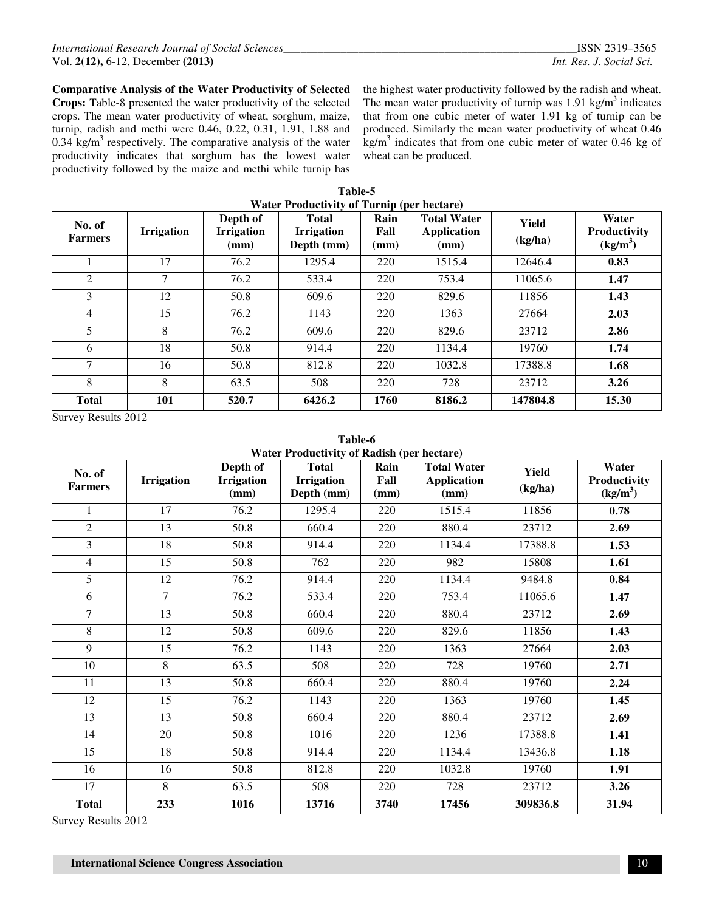**Comparative Analysis of the Water Productivity of Selected Crops:** Table-8 presented the water productivity of the selected crops. The mean water productivity of wheat, sorghum, maize, turnip, radish and methi were 0.46, 0.22, 0.31, 1.91, 1.88 and 0.34 kg/m$^3$ respectively. The comparative analysis of the water productivity indicates that sorghum has the lowest water productivity followed by the maize and methi while turnip has the highest water productivity followed by the radish and wheat. The mean water productivity of turnip was 1.91 kg/m$^3$ indicates that from one cubic meter of water 1.91 kg of turnip can be produced. Similarly the mean water productivity of wheat 0.46 kg/m$^3$ indicates that from one cubic meter of water 0.46 kg of wheat can be produced.

**Table-5**
**Water Productivity of Turnip (per hectare)**

| No. of Farmers | Irrigation | Depth of Irrigation (mm) | Total Irrigation Depth (mm) | Rain Fall (mm) | Total Water Application (mm) | Yield (kg/ha) | Water Productivity (kg/m$^3$) |
|---|---|---|---|---|---|---|---|
| 1 | 17 | 76.2 | 1295.4 | 220 | 1515.4 | 12646.4 | **0.83** |
| 2 | 7 | 76.2 | 533.4 | 220 | 753.4 | 11065.6 | **1.47** |
| 3 | 12 | 50.8 | 609.6 | 220 | 829.6 | 11856 | **1.43** |
| 4 | 15 | 76.2 | 1143 | 220 | 1363 | 27664 | **2.03** |
| 5 | 8 | 76.2 | 609.6 | 220 | 829.6 | 23712 | **2.86** |
| 6 | 18 | 50.8 | 914.4 | 220 | 1134.4 | 19760 | **1.74** |
| 7 | 16 | 50.8 | 812.8 | 220 | 1032.8 | 17388.8 | **1.68** |
| 8 | 8 | 63.5 | 508 | 220 | 728 | 23712 | **3.26** |
| **Total** | **101** | **520.7** | **6426.2** | **1760** | **8186.2** | **147804.8** | **15.30** |

Survey Results 2012

**Table-6**
**Water Productivity of Radish (per hectare)**

| No. of Farmers | Irrigation | Depth of Irrigation (mm) | Total Irrigation Depth (mm) | Rain Fall (mm) | Total Water Application (mm) | Yield (kg/ha) | Water Productivity (kg/m$^3$) |
|---|---|---|---|---|---|---|---|
| 1 | 17 | 76.2 | 1295.4 | 220 | 1515.4 | 11856 | **0.78** |
| 2 | 13 | 50.8 | 660.4 | 220 | 880.4 | 23712 | **2.69** |
| 3 | 18 | 50.8 | 914.4 | 220 | 1134.4 | 17388.8 | **1.53** |
| 4 | 15 | 50.8 | 762 | 220 | 982 | 15808 | **1.61** |
| 5 | 12 | 76.2 | 914.4 | 220 | 1134.4 | 9484.8 | **0.84** |
| 6 | 7 | 76.2 | 533.4 | 220 | 753.4 | 11065.6 | **1.47** |
| 7 | 13 | 50.8 | 660.4 | 220 | 880.4 | 23712 | **2.69** |
| 8 | 12 | 50.8 | 609.6 | 220 | 829.6 | 11856 | **1.43** |
| 9 | 15 | 76.2 | 1143 | 220 | 1363 | 27664 | **2.03** |
| 10 | 8 | 63.5 | 508 | 220 | 728 | 19760 | **2.71** |
| 11 | 13 | 50.8 | 660.4 | 220 | 880.4 | 19760 | **2.24** |
| 12 | 15 | 76.2 | 1143 | 220 | 1363 | 19760 | **1.45** |
| 13 | 13 | 50.8 | 660.4 | 220 | 880.4 | 23712 | **2.69** |
| 14 | 20 | 50.8 | 1016 | 220 | 1236 | 17388.8 | **1.41** |
| 15 | 18 | 50.8 | 914.4 | 220 | 1134.4 | 13436.8 | **1.18** |
| 16 | 16 | 50.8 | 812.8 | 220 | 1032.8 | 19760 | **1.91** |
| 17 | 8 | 63.5 | 508 | 220 | 728 | 23712 | **3.26** |
| **Total** | **233** | **1016** | **13716** | **3740** | **17456** | **309836.8** | **31.94** |

Survey Results 2012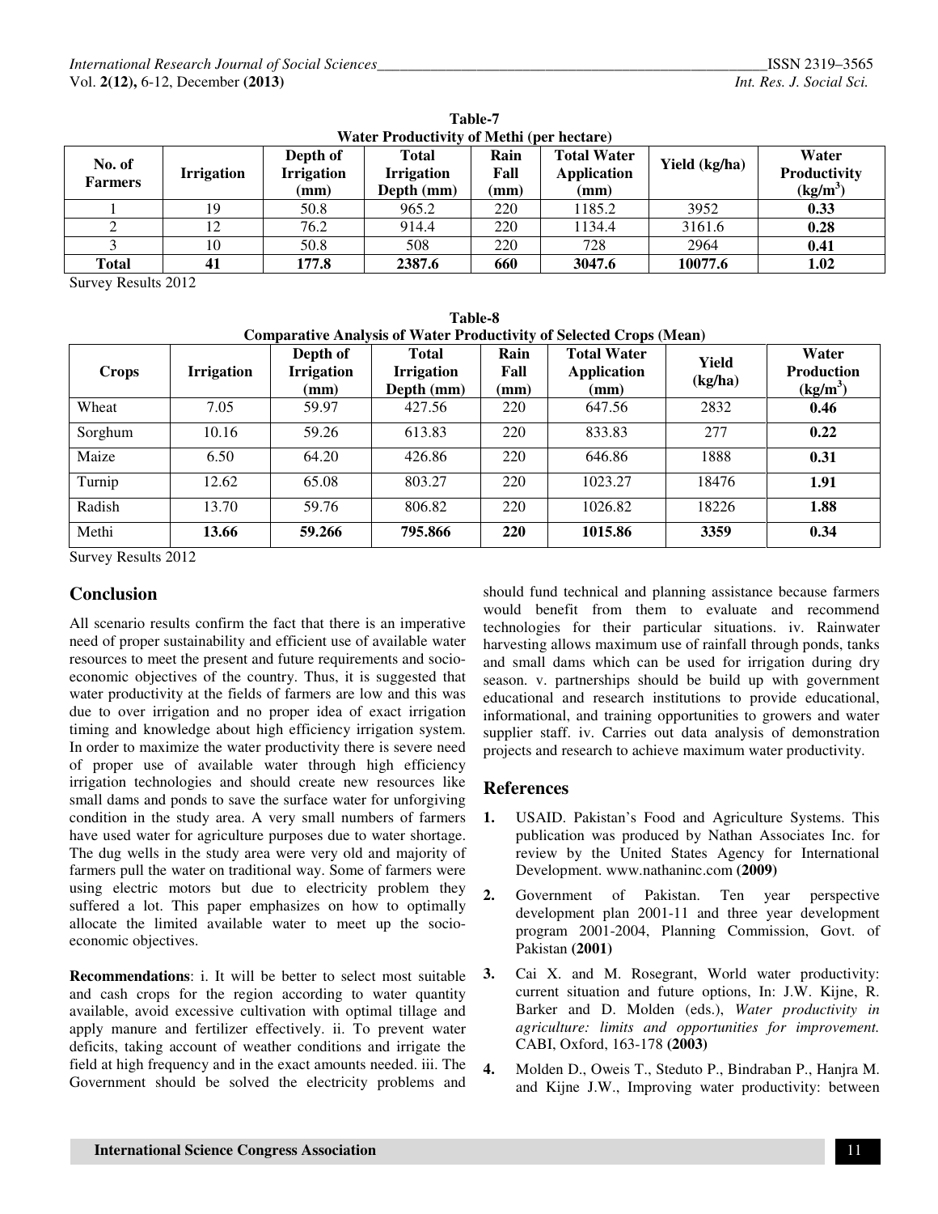**Table-7**
**Water Productivity of Methi (per hectare)**

| No. of Farmers | Irrigation | Depth of Irrigation (mm) | Total Irrigation Depth (mm) | Rain Fall (mm) | Total Water Application (mm) | Yield (kg/ha) | Water Productivity (kg/m$^3$) |
|---|---|---|---|---|---|---|---|
| 1 | 19 | 50.8 | 965.2 | 220 | 1185.2 | 3952 | **0.33** |
| 2 | 12 | 76.2 | 914.4 | 220 | 1134.4 | 3161.6 | **0.28** |
| 3 | 10 | 50.8 | 508 | 220 | 728 | 2964 | **0.41** |
| **Total** | **41** | **177.8** | **2387.6** | **660** | **3047.6** | **10077.6** | **1.02** |

Survey Results 2012

**Table-8**
**Comparative Analysis of Water Productivity of Selected Crops (Mean)**

| Crops | Irrigation | Depth of Irrigation (mm) | Total Irrigation Depth (mm) | Rain Fall (mm) | Total Water Application (mm) | Yield (kg/ha) | Water Production (kg/m$^3$) |
|---|---|---|---|---|---|---|---|
| Wheat | 7.05 | 59.97 | 427.56 | 220 | 647.56 | 2832 | **0.46** |
| Sorghum | 10.16 | 59.26 | 613.83 | 220 | 833.83 | 277 | **0.22** |
| Maize | 6.50 | 64.20 | 426.86 | 220 | 646.86 | 1888 | **0.31** |
| Turnip | 12.62 | 65.08 | 803.27 | 220 | 1023.27 | 18476 | **1.91** |
| Radish | 13.70 | 59.76 | 806.82 | 220 | 1026.82 | 18226 | **1.88** |
| Methi | **13.66** | **59.266** | **795.866** | **220** | **1015.86** | **3359** | **0.34** |

Survey Results 2012

## Conclusion

All scenario results confirm the fact that there is an imperative need of proper sustainability and efficient use of available water resources to meet the present and future requirements and socio-economic objectives of the country. Thus, it is suggested that water productivity at the fields of farmers are low and this was due to over irrigation and no proper idea of exact irrigation timing and knowledge about high efficiency irrigation system. In order to maximize the water productivity there is severe need of proper use of available water through high efficiency irrigation technologies and should create new resources like small dams and ponds to save the surface water for unforgiving condition in the study area. A very small numbers of farmers have used water for agriculture purposes due to water shortage. The dug wells in the study area were very old and majority of farmers pull the water on traditional way. Some of farmers were using electric motors but due to electricity problem they suffered a lot. This paper emphasizes on how to optimally allocate the limited available water to meet up the socio-economic objectives.

**Recommendations**: i. It will be better to select most suitable and cash crops for the region according to water quantity available, avoid excessive cultivation with optimal tillage and apply manure and fertilizer effectively. ii. To prevent water deficits, taking account of weather conditions and irrigate the field at high frequency and in the exact amounts needed. iii. The Government should be solved the electricity problems and should fund technical and planning assistance because farmers would benefit from them to evaluate and recommend technologies for their particular situations. iv. Rainwater harvesting allows maximum use of rainfall through ponds, tanks and small dams which can be used for irrigation during dry season. v. partnerships should be build up with government educational and research institutions to provide educational, informational, and training opportunities to growers and water supplier staff. iv. Carries out data analysis of demonstration projects and research to achieve maximum water productivity.

## References

1. USAID. Pakistan's Food and Agriculture Systems. This publication was produced by Nathan Associates Inc. for review by the United States Agency for International Development. www.nathaninc.com **(2009)**
2. Government of Pakistan. Ten year perspective development plan 2001-11 and three year development program 2001-2004, Planning Commission, Govt. of Pakistan **(2001)**
3. Cai X. and M. Rosegrant, World water productivity: current situation and future options, In: J.W. Kijne, R. Barker and D. Molden (eds.), *Water productivity in agriculture: limits and opportunities for improvement.* CABI, Oxford, 163-178 **(2003)**
4. Molden D., Oweis T., Steduto P., Bindraban P., Hanjra M. and Kijne J.W., Improving water productivity: between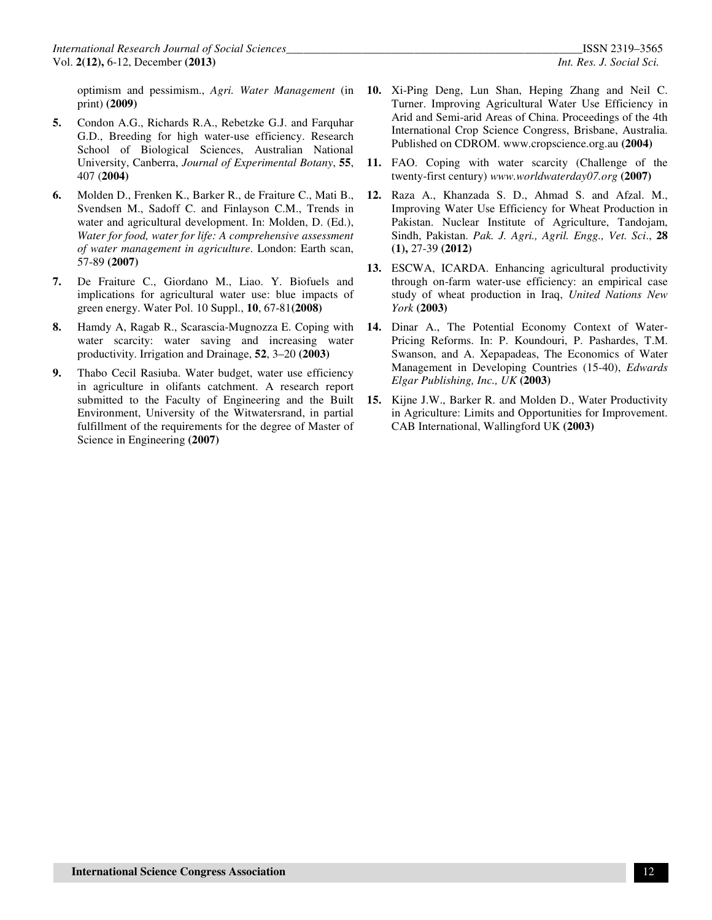optimism and pessimism., *Agri. Water Management* (in print) **(2009)**

5. Condon A.G., Richards R.A., Rebetzke G.J. and Farquhar G.D., Breeding for high water-use efficiency. Research School of Biological Sciences, Australian National University, Canberra, *Journal of Experimental Botany*, **55**, 407 (**2004)**

6. Molden D., Frenken K., Barker R., de Fraiture C., Mati B., Svendsen M., Sadoff C. and Finlayson C.M., Trends in water and agricultural development. In: Molden, D. (Ed.), *Water for food, water for life: A comprehensive assessment of water management in agriculture*. London: Earth scan, 57-89 **(2007)**

7. De Fraiture C., Giordano M., Liao. Y. Biofuels and implications for agricultural water use: blue impacts of green energy. Water Pol. 10 Suppl., **10**, 67-81**(2008)**

8. Hamdy A, Ragab R., Scarascia-Mugnozza E. Coping with water scarcity: water saving and increasing water productivity. Irrigation and Drainage, **52**, 3–20 **(2003)**

9. Thabo Cecil Rasiuba. Water budget, water use efficiency in agriculture in olifants catchment. A research report submitted to the Faculty of Engineering and the Built Environment, University of the Witwatersrand, in partial fulfillment of the requirements for the degree of Master of Science in Engineering **(2007)**

10. Xi-Ping Deng, Lun Shan, Heping Zhang and Neil C. Turner. Improving Agricultural Water Use Efficiency in Arid and Semi-arid Areas of China. Proceedings of the 4th International Crop Science Congress, Brisbane, Australia. Published on CDROM. www.cropscience.org.au **(2004)**

11. FAO. Coping with water scarcity (Challenge of the twenty-first century) *www.worldwaterday07.org* **(2007)**

12. Raza A., Khanzada S. D., Ahmad S. and Afzal. M., Improving Water Use Efficiency for Wheat Production in Pakistan. Nuclear Institute of Agriculture, Tandojam, Sindh, Pakistan. *Pak. J. Agri., Agril. Engg., Vet. Sci*., **28 (1),** 27-39 **(2012)**

13. ESCWA, ICARDA. Enhancing agricultural productivity through on-farm water-use efficiency: an empirical case study of wheat production in Iraq, *United Nations New York* **(2003)**

14. Dinar A., The Potential Economy Context of Water-Pricing Reforms. In: P. Koundouri, P. Pashardes, T.M. Swanson, and A. Xepapadeas, The Economics of Water Management in Developing Countries (15-40), *Edwards Elgar Publishing, Inc., UK* **(2003)**

15. Kijne J.W., Barker R. and Molden D., Water Productivity in Agriculture: Limits and Opportunities for Improvement. CAB International, Wallingford UK **(2003)**